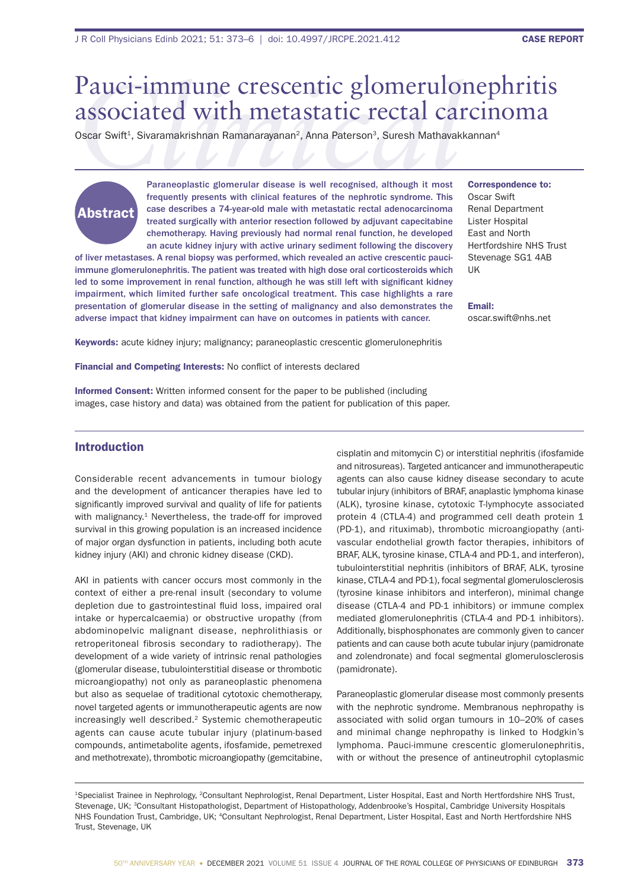CASE REPORT

# Pauci-immune crescentic glomerulonephritis associated with metastatic rectal carcinoma

Oscar Swift[1], Sivaramakrishnan Ramanarayanan[2], Anna Paterson[3], Suresh Mathavakkannan[4]

## Abstract

**Paraneoplastic glomerular disease is well recognised, although it most frequently presents with clinical features of the nephrotic syndrome. This case describes a 74-year-old male with metastatic rectal adenocarcinoma treated surgically with anterior resection followed by adjuvant capecitabine chemotherapy. Having previously had normal renal function, he developed an acute kidney injury with active urinary sediment following the discovery of liver metastases. A renal biopsy was performed, which revealed an active crescentic pauci-immune glomerulonephritis. The patient was treated with high dose oral corticosteroids which led to some improvement in renal function, although he was still left with significant kidney impairment, which limited further safe oncological treatment. This case highlights a rare presentation of glomerular disease in the setting of malignancy and also demonstrates the adverse impact that kidney impairment can have on outcomes in patients with cancer.**

**Correspondence to:**
Oscar Swift
Renal Department
Lister Hospital
East and North Hertfordshire NHS Trust
Stevenage SG1 4AB
UK

**Email:**
oscar.swift@nhs.net

**Keywords:** acute kidney injury; malignancy; paraneoplastic crescentic glomerulonephritis

**Financial and Competing Interests:** No conflict of interests declared

**Informed Consent:** Written informed consent for the paper to be published (including images, case history and data) was obtained from the patient for publication of this paper.

## Introduction

Considerable recent advancements in tumour biology and the development of anticancer therapies have led to significantly improved survival and quality of life for patients with malignancy.[1] Nevertheless, the trade-off for improved survival in this growing population is an increased incidence of major organ dysfunction in patients, including both acute kidney injury (AKI) and chronic kidney disease (CKD).

AKI in patients with cancer occurs most commonly in the context of either a pre-renal insult (secondary to volume depletion due to gastrointestinal fluid loss, impaired oral intake or hypercalcaemia) or obstructive uropathy (from abdominopelvic malignant disease, nephrolithiasis or retroperitoneal fibrosis secondary to radiotherapy). The development of a wide variety of intrinsic renal pathologies (glomerular disease, tubulointerstitial disease or thrombotic microangiopathy) not only as paraneoplastic phenomena but also as sequelae of traditional cytotoxic chemotherapy, novel targeted agents or immunotherapeutic agents are now increasingly well described.[2] Systemic chemotherapeutic agents can cause acute tubular injury (platinum-based compounds, antimetabolite agents, ifosfamide, pemetrexed and methotrexate), thrombotic microangiopathy (gemcitabine, cisplatin and mitomycin C) or interstitial nephritis (ifosfamide and nitrosureas). Targeted anticancer and immunotherapeutic agents can also cause kidney disease secondary to acute tubular injury (inhibitors of BRAF, anaplastic lymphoma kinase (ALK), tyrosine kinase, cytotoxic T-lymphocyte associated protein 4 (CTLA-4) and programmed cell death protein 1 (PD-1), and rituximab), thrombotic microangiopathy (anti-vascular endothelial growth factor therapies, inhibitors of BRAF, ALK, tyrosine kinase, CTLA-4 and PD-1, and interferon), tubulointerstitial nephritis (inhibitors of BRAF, ALK, tyrosine kinase, CTLA-4 and PD-1), focal segmental glomerulosclerosis (tyrosine kinase inhibitors and interferon), minimal change disease (CTLA-4 and PD-1 inhibitors) or immune complex mediated glomerulonephritis (CTLA-4 and PD-1 inhibitors). Additionally, bisphosphonates are commonly given to cancer patients and can cause both acute tubular injury (pamidronate and zolendronate) and focal segmental glomerulosclerosis (pamidronate).

Paraneoplastic glomerular disease most commonly presents with the nephrotic syndrome. Membranous nephropathy is associated with solid organ tumours in 10–20% of cases and minimal change nephropathy is linked to Hodgkin's lymphoma. Pauci-immune crescentic glomerulonephritis, with or without the presence of antineutrophil cytoplasmic

[1]Specialist Trainee in Nephrology, [2]Consultant Nephrologist, Renal Department, Lister Hospital, East and North Hertfordshire NHS Trust, Stevenage, UK; [3]Consultant Histopathologist, Department of Histopathology, Addenbrooke's Hospital, Cambridge University Hospitals NHS Foundation Trust, Cambridge, UK; [4]Consultant Nephrologist, Renal Department, Lister Hospital, East and North Hertfordshire NHS Trust, Stevenage, UK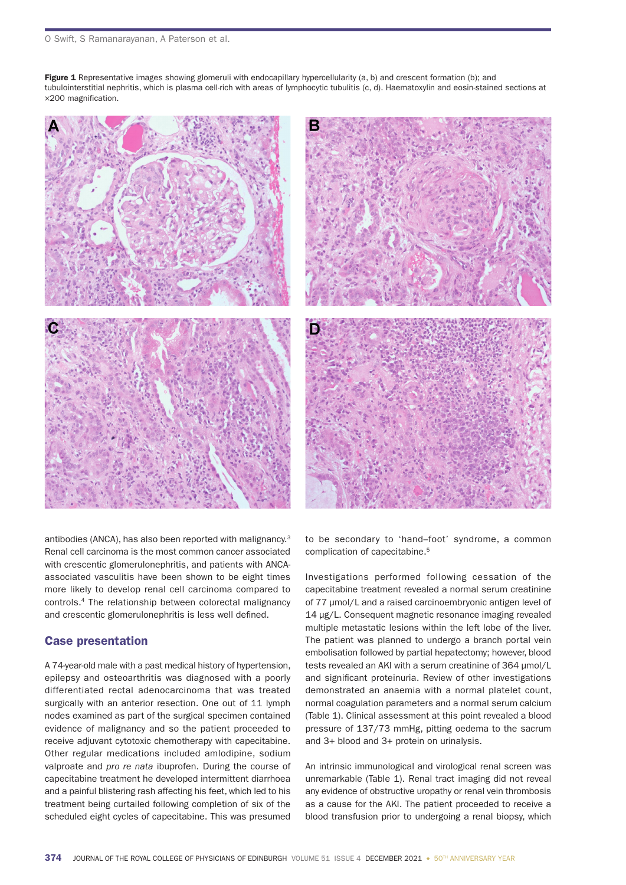**Figure 1** Representative images showing glomeruli with endocapillary hypercellularity (a, b) and crescent formation (b); and tubulointerstitial nephritis, which is plasma cell-rich with areas of lymphocytic tubulitis (c, d). Haematoxylin and eosin-stained sections at ×200 magnification.

antibodies (ANCA), has also been reported with malignancy.[3] Renal cell carcinoma is the most common cancer associated with crescentic glomerulonephritis, and patients with ANCA-associated vasculitis have been shown to be eight times more likely to develop renal cell carcinoma compared to controls.[4] The relationship between colorectal malignancy and crescentic glomerulonephritis is less well defined.

## Case presentation

A 74-year-old male with a past medical history of hypertension, epilepsy and osteoarthritis was diagnosed with a poorly differentiated rectal adenocarcinoma that was treated surgically with an anterior resection. One out of 11 lymph nodes examined as part of the surgical specimen contained evidence of malignancy and so the patient proceeded to receive adjuvant cytotoxic chemotherapy with capecitabine. Other regular medications included amlodipine, sodium valproate and *pro re nata* ibuprofen. During the course of capecitabine treatment he developed intermittent diarrhoea and a painful blistering rash affecting his feet, which led to his treatment being curtailed following completion of six of the scheduled eight cycles of capecitabine. This was presumed to be secondary to 'hand–foot' syndrome, a common complication of capecitabine.[5]

Investigations performed following cessation of the capecitabine treatment revealed a normal serum creatinine of 77 μmol/L and a raised carcinoembryonic antigen level of 14 μg/L. Consequent magnetic resonance imaging revealed multiple metastatic lesions within the left lobe of the liver. The patient was planned to undergo a branch portal vein embolisation followed by partial hepatectomy; however, blood tests revealed an AKI with a serum creatinine of 364 μmol/L and significant proteinuria. Review of other investigations demonstrated an anaemia with a normal platelet count, normal coagulation parameters and a normal serum calcium (Table 1). Clinical assessment at this point revealed a blood pressure of 137/73 mmHg, pitting oedema to the sacrum and 3+ blood and 3+ protein on urinalysis.

An intrinsic immunological and virological renal screen was unremarkable (Table 1). Renal tract imaging did not reveal any evidence of obstructive uropathy or renal vein thrombosis as a cause for the AKI. The patient proceeded to receive a blood transfusion prior to undergoing a renal biopsy, which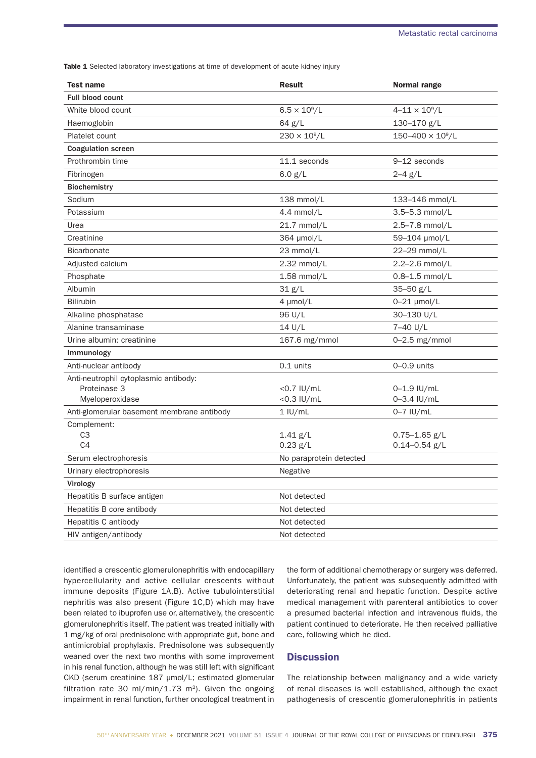**Table 1** Selected laboratory investigations at time of development of acute kidney injury

| Test name | Result | Normal range |
|---|---|---|
| **Full blood count** | | |
| White blood count | $6.5 \times 10^9$/L | 4–11 $\times 10^9$/L |
| Haemoglobin | 64 g/L | 130–170 g/L |
| Platelet count | $230 \times 10^9$/L | 150–400 $\times 10^9$/L |
| **Coagulation screen** | | |
| Prothrombin time | 11.1 seconds | 9–12 seconds |
| Fibrinogen | 6.0 g/L | 2–4 g/L |
| **Biochemistry** | | |
| Sodium | 138 mmol/L | 133–146 mmol/L |
| Potassium | 4.4 mmol/L | 3.5–5.3 mmol/L |
| Urea | 21.7 mmol/L | 2.5–7.8 mmol/L |
| Creatinine | 364 µmol/L | 59–104 µmol/L |
| Bicarbonate | 23 mmol/L | 22–29 mmol/L |
| Adjusted calcium | 2.32 mmol/L | 2.2–2.6 mmol/L |
| Phosphate | 1.58 mmol/L | 0.8–1.5 mmol/L |
| Albumin | 31 g/L | 35–50 g/L |
| Bilirubin | 4 µmol/L | 0–21 µmol/L |
| Alkaline phosphatase | 96 U/L | 30–130 U/L |
| Alanine transaminase | 14 U/L | 7–40 U/L |
| Urine albumin: creatinine | 167.6 mg/mmol | 0–2.5 mg/mmol |
| **Immunology** | | |
| Anti-nuclear antibody | 0.1 units | 0–0.9 units |
| Anti-neutrophil cytoplasmic antibody: | | |
| Proteinase 3 | <0.7 IU/mL | 0–1.9 IU/mL |
| Myeloperoxidase | <0.3 IU/mL | 0–3.4 IU/mL |
| Anti-glomerular basement membrane antibody | 1 IU/mL | 0–7 IU/mL |
| Complement: | | |
| C3 | 1.41 g/L | 0.75–1.65 g/L |
| C4 | 0.23 g/L | 0.14–0.54 g/L |
| Serum electrophoresis | No paraprotein detected | |
| Urinary electrophoresis | Negative | |
| **Virology** | | |
| Hepatitis B surface antigen | Not detected | |
| Hepatitis B core antibody | Not detected | |
| Hepatitis C antibody | Not detected | |
| HIV antigen/antibody | Not detected | |

identified a crescentic glomerulonephritis with endocapillary hypercellularity and active cellular crescents without immune deposits (Figure 1A,B). Active tubulointerstitial nephritis was also present (Figure 1C,D) which may have been related to ibuprofen use or, alternatively, the crescentic glomerulonephritis itself. The patient was treated initially with 1 mg/kg of oral prednisolone with appropriate gut, bone and antimicrobial prophylaxis. Prednisolone was subsequently weaned over the next two months with some improvement in his renal function, although he was still left with significant CKD (serum creatinine 187 µmol/L; estimated glomerular filtration rate 30 ml/min/1.73 m$^2$). Given the ongoing impairment in renal function, further oncological treatment in the form of additional chemotherapy or surgery was deferred. Unfortunately, the patient was subsequently admitted with deteriorating renal and hepatic function. Despite active medical management with parenteral antibiotics to cover a presumed bacterial infection and intravenous fluids, the patient continued to deteriorate. He then received palliative care, following which he died.

## Discussion

The relationship between malignancy and a wide variety of renal diseases is well established, although the exact pathogenesis of crescentic glomerulonephritis in patients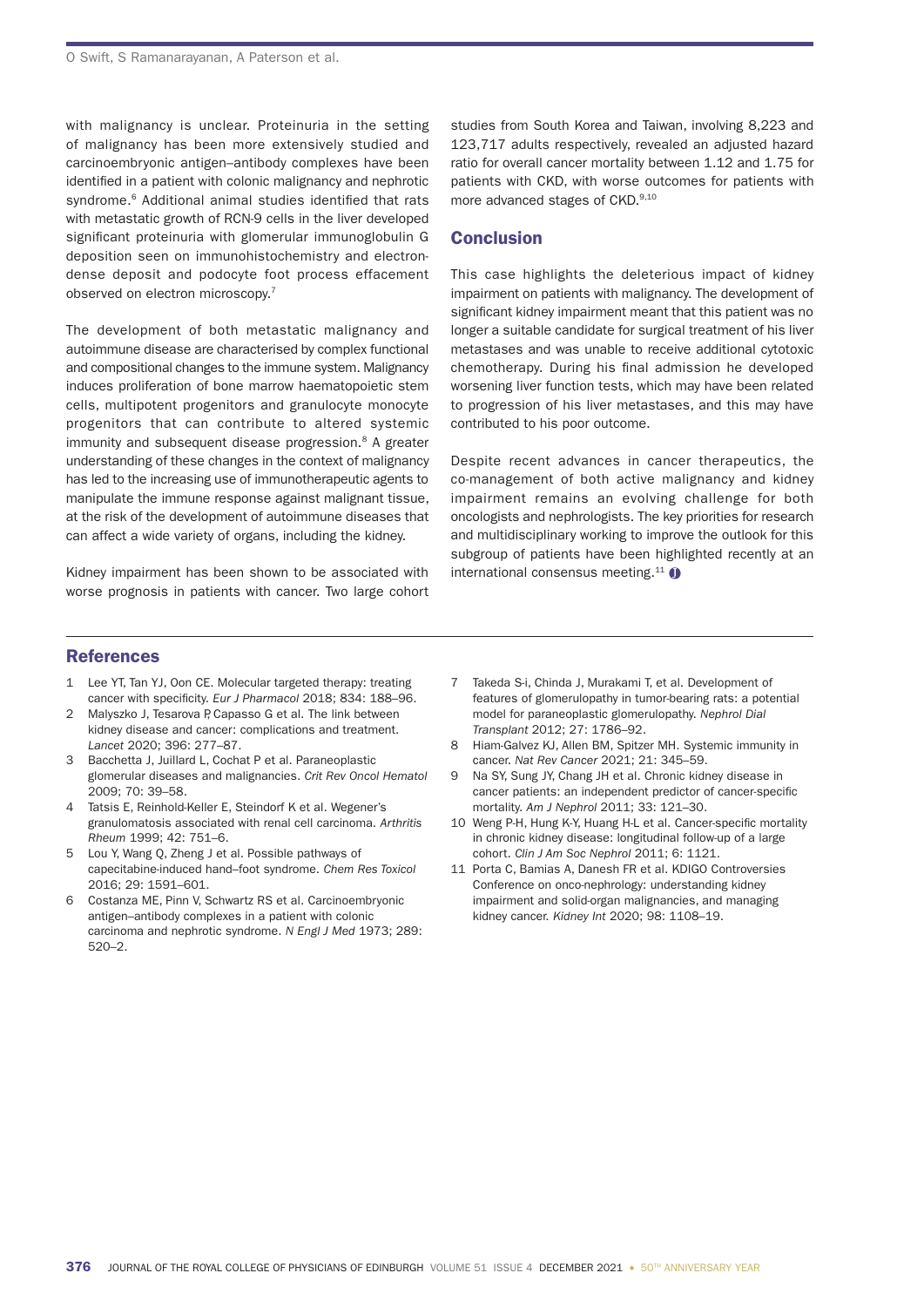with malignancy is unclear. Proteinuria in the setting of malignancy has been more extensively studied and carcinoembryonic antigen–antibody complexes have been identified in a patient with colonic malignancy and nephrotic syndrome.[6] Additional animal studies identified that rats with metastatic growth of RCN-9 cells in the liver developed significant proteinuria with glomerular immunoglobulin G deposition seen on immunohistochemistry and electron-dense deposit and podocyte foot process effacement observed on electron microscopy.[7]

The development of both metastatic malignancy and autoimmune disease are characterised by complex functional and compositional changes to the immune system. Malignancy induces proliferation of bone marrow haematopoietic stem cells, multipotent progenitors and granulocyte monocyte progenitors that can contribute to altered systemic immunity and subsequent disease progression.[8] A greater understanding of these changes in the context of malignancy has led to the increasing use of immunotherapeutic agents to manipulate the immune response against malignant tissue, at the risk of the development of autoimmune diseases that can affect a wide variety of organs, including the kidney.

Kidney impairment has been shown to be associated with worse prognosis in patients with cancer. Two large cohort studies from South Korea and Taiwan, involving 8,223 and 123,717 adults respectively, revealed an adjusted hazard ratio for overall cancer mortality between 1.12 and 1.75 for patients with CKD, with worse outcomes for patients with more advanced stages of CKD.[9,10]

## Conclusion

This case highlights the deleterious impact of kidney impairment on patients with malignancy. The development of significant kidney impairment meant that this patient was no longer a suitable candidate for surgical treatment of his liver metastases and was unable to receive additional cytotoxic chemotherapy. During his final admission he developed worsening liver function tests, which may have been related to progression of his liver metastases, and this may have contributed to his poor outcome.

Despite recent advances in cancer therapeutics, the co-management of both active malignancy and kidney impairment remains an evolving challenge for both oncologists and nephrologists. The key priorities for research and multidisciplinary working to improve the outlook for this subgroup of patients have been highlighted recently at an international consensus meeting.[11]

## References

1. Lee YT, Tan YJ, Oon CE. Molecular targeted therapy: treating cancer with specificity. *Eur J Pharmacol* 2018; 834: 188–96.
2. Malyszko J, Tesarova P, Capasso G et al. The link between kidney disease and cancer: complications and treatment. *Lancet* 2020; 396: 277–87.
3. Bacchetta J, Juillard L, Cochat P et al. Paraneoplastic glomerular diseases and malignancies. *Crit Rev Oncol Hematol* 2009; 70: 39–58.
4. Tatsis E, Reinhold-Keller E, Steindorf K et al. Wegener's granulomatosis associated with renal cell carcinoma. *Arthritis Rheum* 1999; 42: 751–6.
5. Lou Y, Wang Q, Zheng J et al. Possible pathways of capecitabine-induced hand–foot syndrome. *Chem Res Toxicol* 2016; 29: 1591–601.
6. Costanza ME, Pinn V, Schwartz RS et al. Carcinoembryonic antigen–antibody complexes in a patient with colonic carcinoma and nephrotic syndrome. *N Engl J Med* 1973; 289: 520–2.
7. Takeda S-i, Chinda J, Murakami T, et al. Development of features of glomerulopathy in tumor-bearing rats: a potential model for paraneoplastic glomerulopathy. *Nephrol Dial Transplant* 2012; 27: 1786–92.
8. Hiam-Galvez KJ, Allen BM, Spitzer MH. Systemic immunity in cancer. *Nat Rev Cancer* 2021; 21: 345–59.
9. Na SY, Sung JY, Chang JH et al. Chronic kidney disease in cancer patients: an independent predictor of cancer-specific mortality. *Am J Nephrol* 2011; 33: 121–30.
10. Weng P-H, Hung K-Y, Huang H-L et al. Cancer-specific mortality in chronic kidney disease: longitudinal follow-up of a large cohort. *Clin J Am Soc Nephrol* 2011; 6: 1121.
11. Porta C, Bamias A, Danesh FR et al. KDIGO Controversies Conference on onco-nephrology: understanding kidney impairment and solid-organ malignancies, and managing kidney cancer. *Kidney Int* 2020; 98: 1108–19.